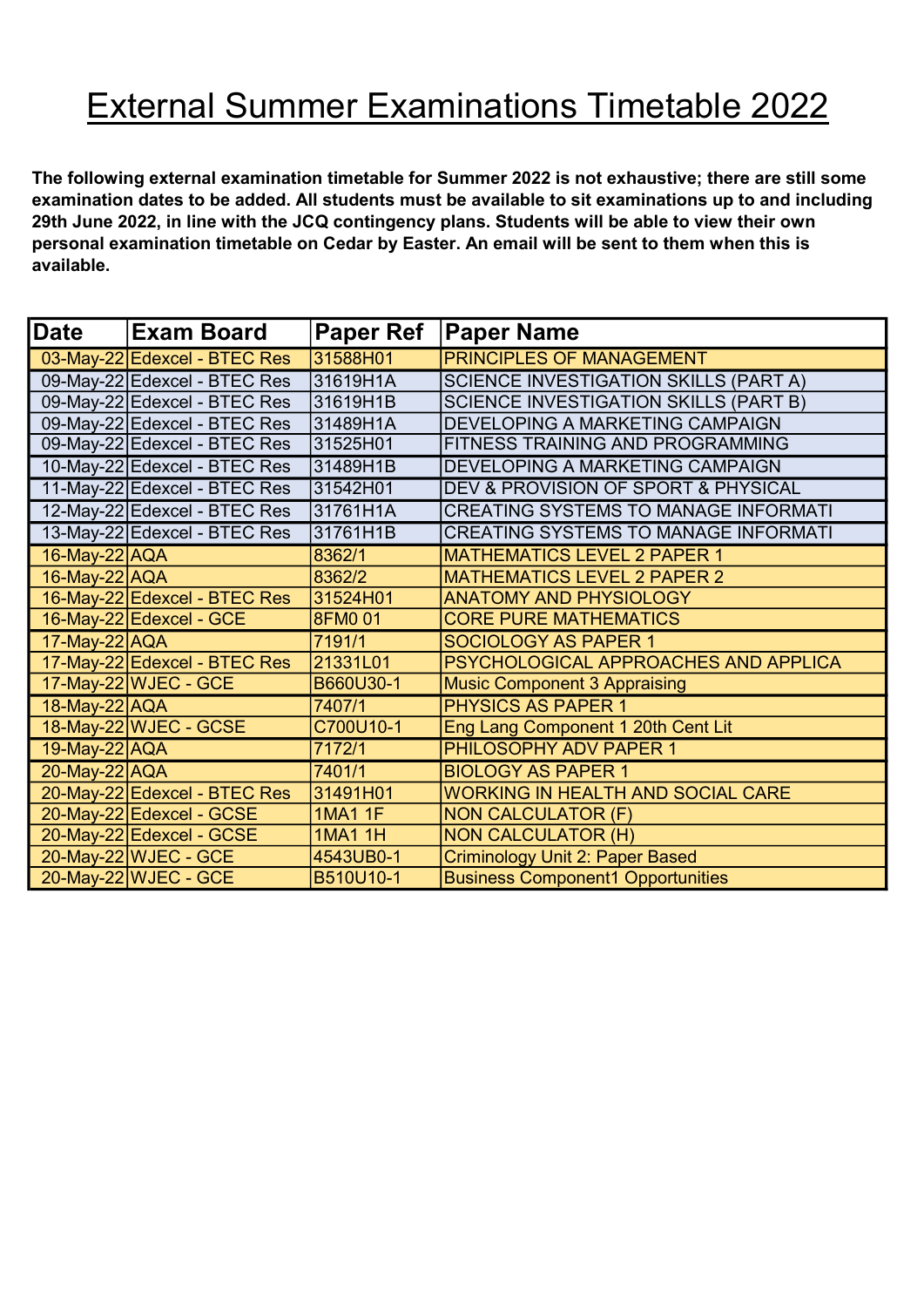# External Summer Examinations Timetable 2022

**The following external examination timetable for Summer 2022 is not exhaustive; there are still some examination dates to be added. All students must be available to sit examinations up to and including 29th June 2022, in line with the JCQ contingency plans. Students will be able to view their own personal examination timetable on Cedar by Easter. An email will be sent to them when this is available.**

| Date | Exam Board | Paper Ref | Paper Name |
|---|---|---|---|
| 03-May-22 | Edexcel - BTEC Res | 31588H01 | PRINCIPLES OF MANAGEMENT |
| 09-May-22 | Edexcel - BTEC Res | 31619H1A | SCIENCE INVESTIGATION SKILLS (PART A) |
| 09-May-22 | Edexcel - BTEC Res | 31619H1B | SCIENCE INVESTIGATION SKILLS (PART B) |
| 09-May-22 | Edexcel - BTEC Res | 31489H1A | DEVELOPING A MARKETING CAMPAIGN |
| 09-May-22 | Edexcel - BTEC Res | 31525H01 | FITNESS TRAINING AND PROGRAMMING |
| 10-May-22 | Edexcel - BTEC Res | 31489H1B | DEVELOPING A MARKETING CAMPAIGN |
| 11-May-22 | Edexcel - BTEC Res | 31542H01 | DEV & PROVISION OF SPORT & PHYSICAL |
| 12-May-22 | Edexcel - BTEC Res | 31761H1A | CREATING SYSTEMS TO MANAGE INFORMATI |
| 13-May-22 | Edexcel - BTEC Res | 31761H1B | CREATING SYSTEMS TO MANAGE INFORMATI |
| 16-May-22 | AQA | 8362/1 | MATHEMATICS LEVEL 2 PAPER 1 |
| 16-May-22 | AQA | 8362/2 | MATHEMATICS LEVEL 2 PAPER 2 |
| 16-May-22 | Edexcel - BTEC Res | 31524H01 | ANATOMY AND PHYSIOLOGY |
| 16-May-22 | Edexcel - GCE | 8FM0 01 | CORE PURE MATHEMATICS |
| 17-May-22 | AQA | 7191/1 | SOCIOLOGY AS PAPER 1 |
| 17-May-22 | Edexcel - BTEC Res | 21331L01 | PSYCHOLOGICAL APPROACHES AND APPLICA |
| 17-May-22 | WJEC - GCE | B660U30-1 | Music Component 3 Appraising |
| 18-May-22 | AQA | 7407/1 | PHYSICS AS PAPER 1 |
| 18-May-22 | WJEC - GCSE | C700U10-1 | Eng Lang Component 1 20th Cent Lit |
| 19-May-22 | AQA | 7172/1 | PHILOSOPHY ADV PAPER 1 |
| 20-May-22 | AQA | 7401/1 | BIOLOGY AS PAPER 1 |
| 20-May-22 | Edexcel - BTEC Res | 31491H01 | WORKING IN HEALTH AND SOCIAL CARE |
| 20-May-22 | Edexcel - GCSE | 1MA1 1F | NON CALCULATOR (F) |
| 20-May-22 | Edexcel - GCSE | 1MA1 1H | NON CALCULATOR (H) |
| 20-May-22 | WJEC - GCE | 4543UB0-1 | Criminology Unit 2: Paper Based |
| 20-May-22 | WJEC - GCE | B510U10-1 | Business Component1 Opportunities |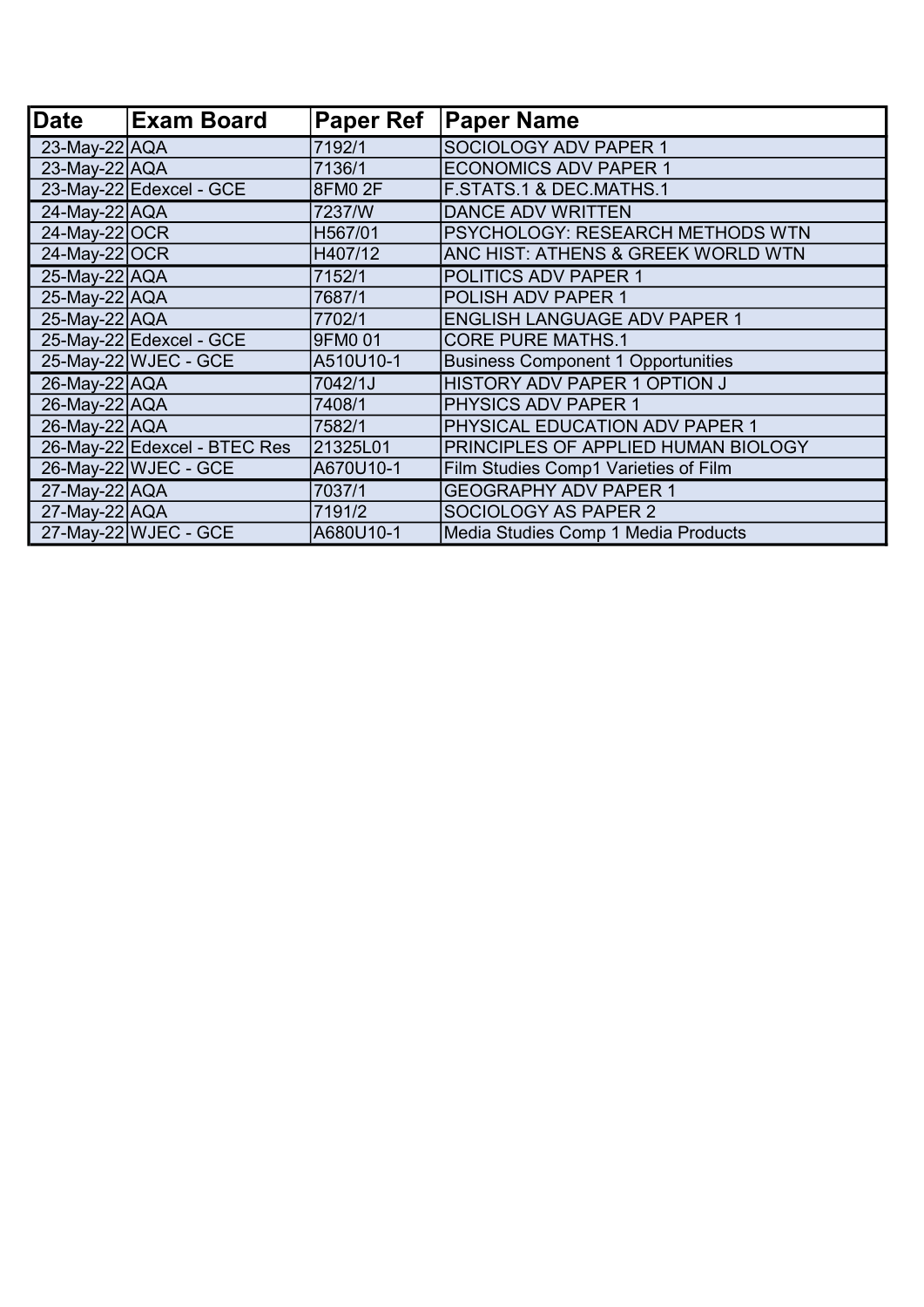| Date | Exam Board | Paper Ref | Paper Name |
|---|---|---|---|
| 23-May-22 | AQA | 7192/1 | SOCIOLOGY ADV PAPER 1 |
| 23-May-22 | AQA | 7136/1 | ECONOMICS ADV PAPER 1 |
| 23-May-22 | Edexcel - GCE | 8FM0 2F | F.STATS.1 & DEC.MATHS.1 |
| 24-May-22 | AQA | 7237/W | DANCE ADV WRITTEN |
| 24-May-22 | OCR | H567/01 | PSYCHOLOGY: RESEARCH METHODS WTN |
| 24-May-22 | OCR | H407/12 | ANC HIST: ATHENS & GREEK WORLD WTN |
| 25-May-22 | AQA | 7152/1 | POLITICS ADV PAPER 1 |
| 25-May-22 | AQA | 7687/1 | POLISH ADV PAPER 1 |
| 25-May-22 | AQA | 7702/1 | ENGLISH LANGUAGE ADV PAPER 1 |
| 25-May-22 | Edexcel - GCE | 9FM0 01 | CORE PURE MATHS.1 |
| 25-May-22 | WJEC - GCE | A510U10-1 | Business Component 1 Opportunities |
| 26-May-22 | AQA | 7042/1J | HISTORY ADV PAPER 1 OPTION J |
| 26-May-22 | AQA | 7408/1 | PHYSICS ADV PAPER 1 |
| 26-May-22 | AQA | 7582/1 | PHYSICAL EDUCATION ADV PAPER 1 |
| 26-May-22 | Edexcel - BTEC Res | 21325L01 | PRINCIPLES OF APPLIED HUMAN BIOLOGY |
| 26-May-22 | WJEC - GCE | A670U10-1 | Film Studies Comp1 Varieties of Film |
| 27-May-22 | AQA | 7037/1 | GEOGRAPHY ADV PAPER 1 |
| 27-May-22 | AQA | 7191/2 | SOCIOLOGY AS PAPER 2 |
| 27-May-22 | WJEC - GCE | A680U10-1 | Media Studies Comp 1 Media Products |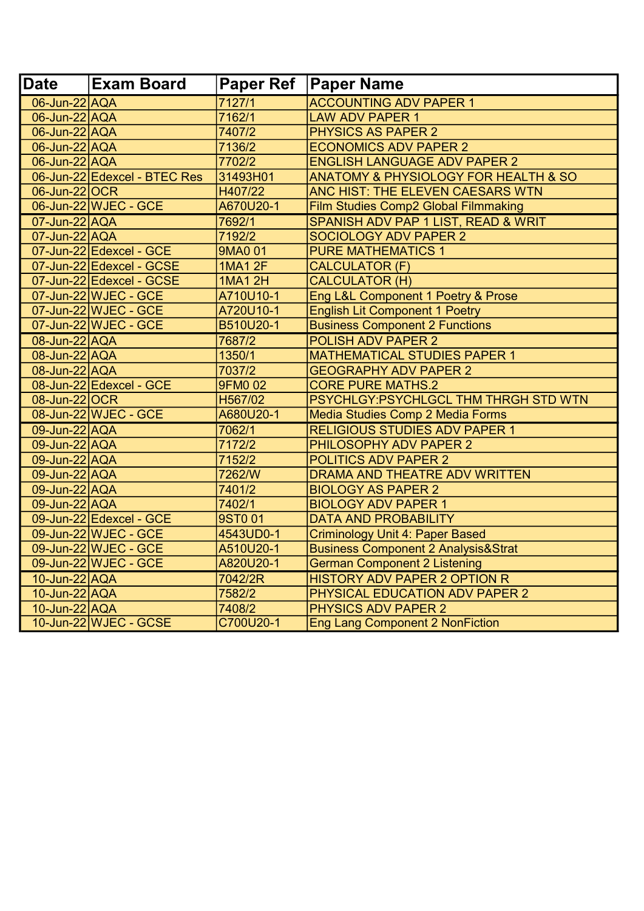| Date | Exam Board | Paper Ref | Paper Name |
|---|---|---|---|
| 06-Jun-22 | AQA | 7127/1 | ACCOUNTING ADV PAPER 1 |
| 06-Jun-22 | AQA | 7162/1 | LAW ADV PAPER 1 |
| 06-Jun-22 | AQA | 7407/2 | PHYSICS AS PAPER 2 |
| 06-Jun-22 | AQA | 7136/2 | ECONOMICS ADV PAPER 2 |
| 06-Jun-22 | AQA | 7702/2 | ENGLISH LANGUAGE ADV PAPER 2 |
| 06-Jun-22 | Edexcel - BTEC Res | 31493H01 | ANATOMY & PHYSIOLOGY FOR HEALTH & SO |
| 06-Jun-22 | OCR | H407/22 | ANC HIST: THE ELEVEN CAESARS WTN |
| 06-Jun-22 | WJEC - GCE | A670U20-1 | Film Studies Comp2 Global Filmmaking |
| 07-Jun-22 | AQA | 7692/1 | SPANISH ADV PAP 1 LIST, READ & WRIT |
| 07-Jun-22 | AQA | 7192/2 | SOCIOLOGY ADV PAPER 2 |
| 07-Jun-22 | Edexcel - GCE | 9MA0 01 | PURE MATHEMATICS 1 |
| 07-Jun-22 | Edexcel - GCSE | 1MA1 2F | CALCULATOR (F) |
| 07-Jun-22 | Edexcel - GCSE | 1MA1 2H | CALCULATOR (H) |
| 07-Jun-22 | WJEC - GCE | A710U10-1 | Eng L&L Component 1 Poetry & Prose |
| 07-Jun-22 | WJEC - GCE | A720U10-1 | English Lit Component 1 Poetry |
| 07-Jun-22 | WJEC - GCE | B510U20-1 | Business Component 2 Functions |
| 08-Jun-22 | AQA | 7687/2 | POLISH ADV PAPER 2 |
| 08-Jun-22 | AQA | 1350/1 | MATHEMATICAL STUDIES PAPER 1 |
| 08-Jun-22 | AQA | 7037/2 | GEOGRAPHY ADV PAPER 2 |
| 08-Jun-22 | Edexcel - GCE | 9FM0 02 | CORE PURE MATHS.2 |
| 08-Jun-22 | OCR | H567/02 | PSYCHLGY:PSYCHLGCL THM THRGH STD WTN |
| 08-Jun-22 | WJEC - GCE | A680U20-1 | Media Studies Comp 2 Media Forms |
| 09-Jun-22 | AQA | 7062/1 | RELIGIOUS STUDIES ADV PAPER 1 |
| 09-Jun-22 | AQA | 7172/2 | PHILOSOPHY ADV PAPER 2 |
| 09-Jun-22 | AQA | 7152/2 | POLITICS ADV PAPER 2 |
| 09-Jun-22 | AQA | 7262/W | DRAMA AND THEATRE ADV WRITTEN |
| 09-Jun-22 | AQA | 7401/2 | BIOLOGY AS PAPER 2 |
| 09-Jun-22 | AQA | 7402/1 | BIOLOGY ADV PAPER 1 |
| 09-Jun-22 | Edexcel - GCE | 9ST0 01 | DATA AND PROBABILITY |
| 09-Jun-22 | WJEC - GCE | 4543UD0-1 | Criminology Unit 4: Paper Based |
| 09-Jun-22 | WJEC - GCE | A510U20-1 | Business Component 2 Analysis&Strat |
| 09-Jun-22 | WJEC - GCE | A820U20-1 | German Component 2 Listening |
| 10-Jun-22 | AQA | 7042/2R | HISTORY ADV PAPER 2 OPTION R |
| 10-Jun-22 | AQA | 7582/2 | PHYSICAL EDUCATION ADV PAPER 2 |
| 10-Jun-22 | AQA | 7408/2 | PHYSICS ADV PAPER 2 |
| 10-Jun-22 | WJEC - GCSE | C700U20-1 | Eng Lang Component 2 NonFiction |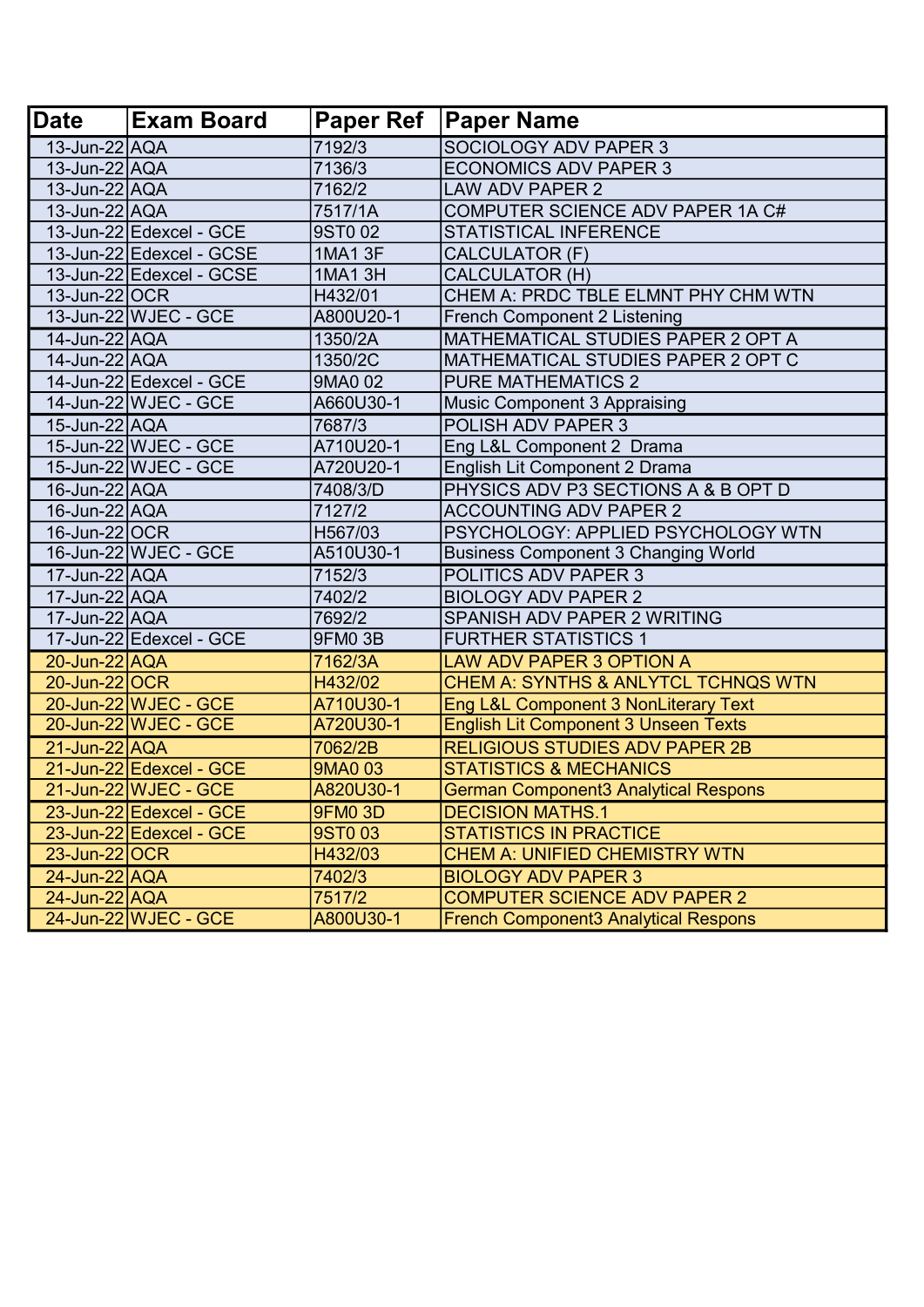| Date | Exam Board | Paper Ref | Paper Name |
|---|---|---|---|
| 13-Jun-22 | AQA | 7192/3 | SOCIOLOGY ADV PAPER 3 |
| 13-Jun-22 | AQA | 7136/3 | ECONOMICS ADV PAPER 3 |
| 13-Jun-22 | AQA | 7162/2 | LAW ADV PAPER 2 |
| 13-Jun-22 | AQA | 7517/1A | COMPUTER SCIENCE ADV PAPER 1A C# |
| 13-Jun-22 | Edexcel - GCE | 9ST0 02 | STATISTICAL INFERENCE |
| 13-Jun-22 | Edexcel - GCSE | 1MA1 3F | CALCULATOR (F) |
| 13-Jun-22 | Edexcel - GCSE | 1MA1 3H | CALCULATOR (H) |
| 13-Jun-22 | OCR | H432/01 | CHEM A: PRDC TBLE ELMNT PHY CHM WTN |
| 13-Jun-22 | WJEC - GCE | A800U20-1 | French Component 2 Listening |
| 14-Jun-22 | AQA | 1350/2A | MATHEMATICAL STUDIES PAPER 2 OPT A |
| 14-Jun-22 | AQA | 1350/2C | MATHEMATICAL STUDIES PAPER 2 OPT C |
| 14-Jun-22 | Edexcel - GCE | 9MA0 02 | PURE MATHEMATICS 2 |
| 14-Jun-22 | WJEC - GCE | A660U30-1 | Music Component 3 Appraising |
| 15-Jun-22 | AQA | 7687/3 | POLISH ADV PAPER 3 |
| 15-Jun-22 | WJEC - GCE | A710U20-1 | Eng L&L Component 2 Drama |
| 15-Jun-22 | WJEC - GCE | A720U20-1 | English Lit Component 2 Drama |
| 16-Jun-22 | AQA | 7408/3/D | PHYSICS ADV P3 SECTIONS A & B OPT D |
| 16-Jun-22 | AQA | 7127/2 | ACCOUNTING ADV PAPER 2 |
| 16-Jun-22 | OCR | H567/03 | PSYCHOLOGY: APPLIED PSYCHOLOGY WTN |
| 16-Jun-22 | WJEC - GCE | A510U30-1 | Business Component 3 Changing World |
| 17-Jun-22 | AQA | 7152/3 | POLITICS ADV PAPER 3 |
| 17-Jun-22 | AQA | 7402/2 | BIOLOGY ADV PAPER 2 |
| 17-Jun-22 | AQA | 7692/2 | SPANISH ADV PAPER 2 WRITING |
| 17-Jun-22 | Edexcel - GCE | 9FM0 3B | FURTHER STATISTICS 1 |
| 20-Jun-22 | AQA | 7162/3A | LAW ADV PAPER 3 OPTION A |
| 20-Jun-22 | OCR | H432/02 | CHEM A: SYNTHS & ANLYTCL TCHNQS WTN |
| 20-Jun-22 | WJEC - GCE | A710U30-1 | Eng L&L Component 3 NonLiterary Text |
| 20-Jun-22 | WJEC - GCE | A720U30-1 | English Lit Component 3 Unseen Texts |
| 21-Jun-22 | AQA | 7062/2B | RELIGIOUS STUDIES ADV PAPER 2B |
| 21-Jun-22 | Edexcel - GCE | 9MA0 03 | STATISTICS & MECHANICS |
| 21-Jun-22 | WJEC - GCE | A820U30-1 | German Component3 Analytical Respons |
| 23-Jun-22 | Edexcel - GCE | 9FM0 3D | DECISION MATHS.1 |
| 23-Jun-22 | Edexcel - GCE | 9ST0 03 | STATISTICS IN PRACTICE |
| 23-Jun-22 | OCR | H432/03 | CHEM A: UNIFIED CHEMISTRY WTN |
| 24-Jun-22 | AQA | 7402/3 | BIOLOGY ADV PAPER 3 |
| 24-Jun-22 | AQA | 7517/2 | COMPUTER SCIENCE ADV PAPER 2 |
| 24-Jun-22 | WJEC - GCE | A800U30-1 | French Component3 Analytical Respons |